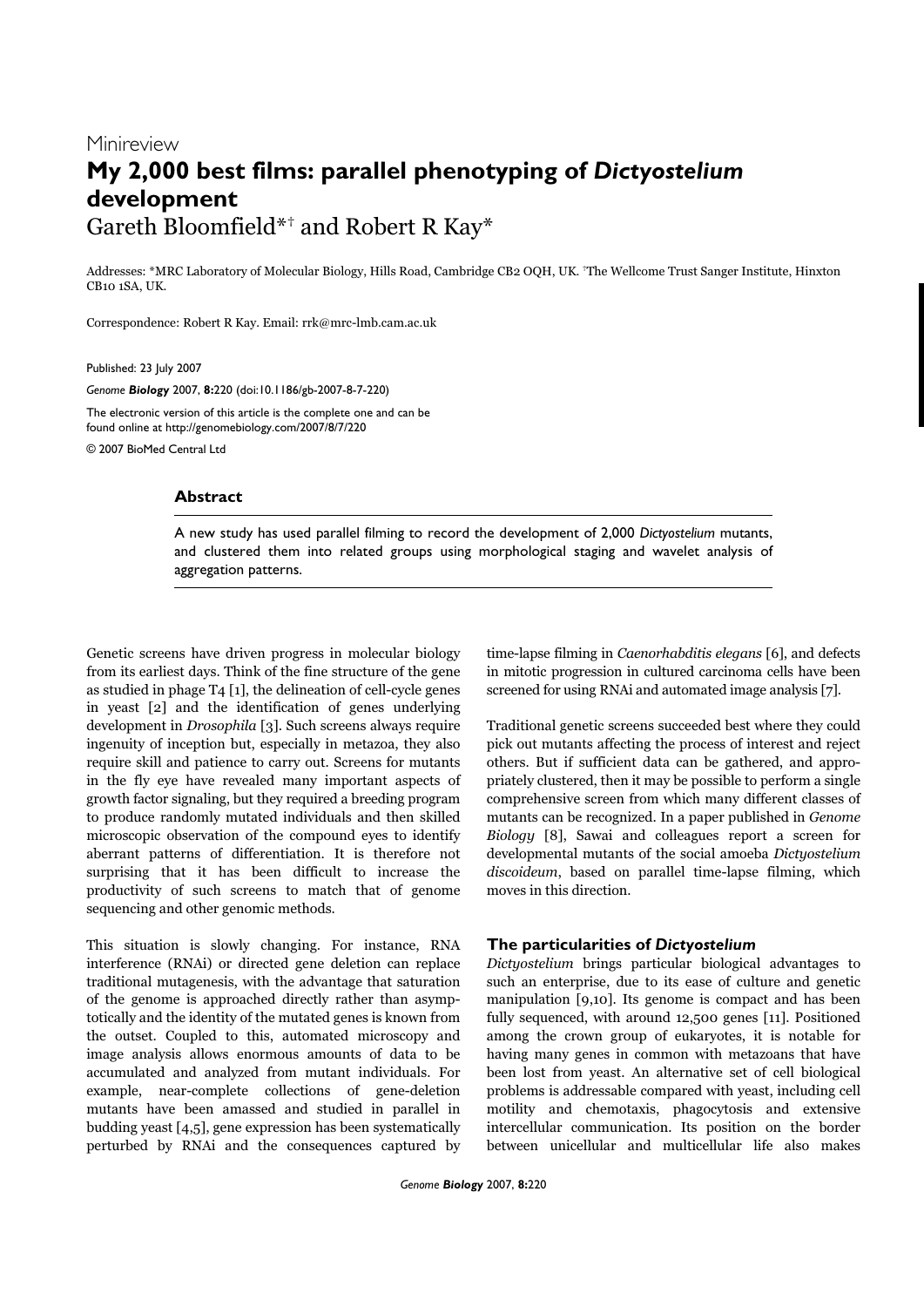Minireview

# My 2,000 best films: parallel phenotyping of *Dictyostelium* development

Gareth Bloomfield*† and Robert R Kay*

Addresses: *MRC Laboratory of Molecular Biology, Hills Road, Cambridge CB2 0QH, UK. †The Wellcome Trust Sanger Institute, Hinxton CB10 1SA, UK.

Correspondence: Robert R Kay. Email: rrk@mrc-lmb.cam.ac.uk

Published: 23 July 2007

*Genome* **Biology** 2007, **8:**220 (doi:10.1186/gb-2007-8-7-220)

The electronic version of this article is the complete one and can be found online at http://genomebiology.com/2007/8/7/220

© 2007 BioMed Central Ltd

## Abstract

A new study has used parallel filming to record the development of 2,000 *Dictyostelium* mutants, and clustered them into related groups using morphological staging and wavelet analysis of aggregation patterns.

Genetic screens have driven progress in molecular biology from its earliest days. Think of the fine structure of the gene as studied in phage T4 [1], the delineation of cell-cycle genes in yeast [2] and the identification of genes underlying development in *Drosophila* [3]. Such screens always require ingenuity of inception but, especially in metazoa, they also require skill and patience to carry out. Screens for mutants in the fly eye have revealed many important aspects of growth factor signaling, but they required a breeding program to produce randomly mutated individuals and then skilled microscopic observation of the compound eyes to identify aberrant patterns of differentiation. It is therefore not surprising that it has been difficult to increase the productivity of such screens to match that of genome sequencing and other genomic methods.

This situation is slowly changing. For instance, RNA interference (RNAi) or directed gene deletion can replace traditional mutagenesis, with the advantage that saturation of the genome is approached directly rather than asymptotically and the identity of the mutated genes is known from the outset. Coupled to this, automated microscopy and image analysis allows enormous amounts of data to be accumulated and analyzed from mutant individuals. For example, near-complete collections of gene-deletion mutants have been amassed and studied in parallel in budding yeast [4,5], gene expression has been systematically perturbed by RNAi and the consequences captured by time-lapse filming in *Caenorhabditis elegans* [6], and defects in mitotic progression in cultured carcinoma cells have been screened for using RNAi and automated image analysis [7].

Traditional genetic screens succeeded best where they could pick out mutants affecting the process of interest and reject others. But if sufficient data can be gathered, and appropriately clustered, then it may be possible to perform a single comprehensive screen from which many different classes of mutants can be recognized. In a paper published in *Genome Biology* [8], Sawai and colleagues report a screen for developmental mutants of the social amoeba *Dictyostelium discoideum*, based on parallel time-lapse filming, which moves in this direction.

## The particularities of *Dictyostelium*

*Dictyostelium* brings particular biological advantages to such an enterprise, due to its ease of culture and genetic manipulation [9,10]. Its genome is compact and has been fully sequenced, with around 12,500 genes [11]. Positioned among the crown group of eukaryotes, it is notable for having many genes in common with metazoans that have been lost from yeast. An alternative set of cell biological problems is addressable compared with yeast, including cell motility and chemotaxis, phagocytosis and extensive intercellular communication. Its position on the border between unicellular and multicellular life also makes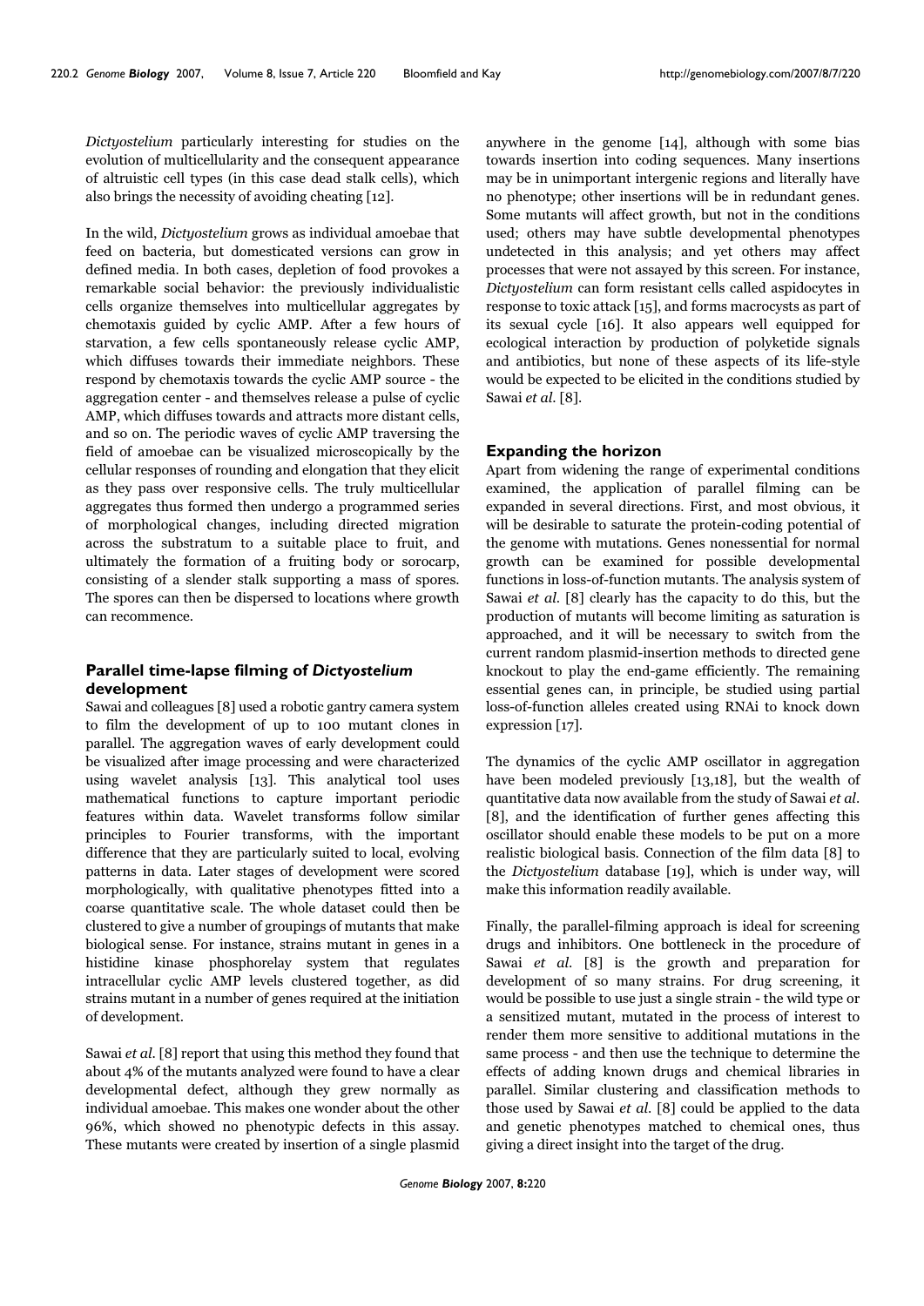*Dictyostelium* particularly interesting for studies on the evolution of multicellularity and the consequent appearance of altruistic cell types (in this case dead stalk cells), which also brings the necessity of avoiding cheating [12].

In the wild, *Dictyostelium* grows as individual amoebae that feed on bacteria, but domesticated versions can grow in defined media. In both cases, depletion of food provokes a remarkable social behavior: the previously individualistic cells organize themselves into multicellular aggregates by chemotaxis guided by cyclic AMP. After a few hours of starvation, a few cells spontaneously release cyclic AMP, which diffuses towards their immediate neighbors. These respond by chemotaxis towards the cyclic AMP source - the aggregation center - and themselves release a pulse of cyclic AMP, which diffuses towards and attracts more distant cells, and so on. The periodic waves of cyclic AMP traversing the field of amoebae can be visualized microscopically by the cellular responses of rounding and elongation that they elicit as they pass over responsive cells. The truly multicellular aggregates thus formed then undergo a programmed series of morphological changes, including directed migration across the substratum to a suitable place to fruit, and ultimately the formation of a fruiting body or sorocarp, consisting of a slender stalk supporting a mass of spores. The spores can then be dispersed to locations where growth can recommence.

## Parallel time-lapse filming of *Dictyostelium* development

Sawai and colleagues [8] used a robotic gantry camera system to film the development of up to 100 mutant clones in parallel. The aggregation waves of early development could be visualized after image processing and were characterized using wavelet analysis [13]. This analytical tool uses mathematical functions to capture important periodic features within data. Wavelet transforms follow similar principles to Fourier transforms, with the important difference that they are particularly suited to local, evolving patterns in data. Later stages of development were scored morphologically, with qualitative phenotypes fitted into a coarse quantitative scale. The whole dataset could then be clustered to give a number of groupings of mutants that make biological sense. For instance, strains mutant in genes in a histidine kinase phosphorelay system that regulates intracellular cyclic AMP levels clustered together, as did strains mutant in a number of genes required at the initiation of development.

Sawai *et al.* [8] report that using this method they found that about 4% of the mutants analyzed were found to have a clear developmental defect, although they grew normally as individual amoebae. This makes one wonder about the other 96%, which showed no phenotypic defects in this assay. These mutants were created by insertion of a single plasmid anywhere in the genome [14], although with some bias towards insertion into coding sequences. Many insertions may be in unimportant intergenic regions and literally have no phenotype; other insertions will be in redundant genes. Some mutants will affect growth, but not in the conditions used; others may have subtle developmental phenotypes undetected in this analysis; and yet others may affect processes that were not assayed by this screen. For instance, *Dictyostelium* can form resistant cells called aspidocytes in response to toxic attack [15], and forms macrocysts as part of its sexual cycle [16]. It also appears well equipped for ecological interaction by production of polyketide signals and antibiotics, but none of these aspects of its life-style would be expected to be elicited in the conditions studied by Sawai *et al.* [8].

## Expanding the horizon

Apart from widening the range of experimental conditions examined, the application of parallel filming can be expanded in several directions. First, and most obvious, it will be desirable to saturate the protein-coding potential of the genome with mutations. Genes nonessential for normal growth can be examined for possible developmental functions in loss-of-function mutants. The analysis system of Sawai *et al.* [8] clearly has the capacity to do this, but the production of mutants will become limiting as saturation is approached, and it will be necessary to switch from the current random plasmid-insertion methods to directed gene knockout to play the end-game efficiently. The remaining essential genes can, in principle, be studied using partial loss-of-function alleles created using RNAi to knock down expression [17].

The dynamics of the cyclic AMP oscillator in aggregation have been modeled previously [13,18], but the wealth of quantitative data now available from the study of Sawai *et al.* [8], and the identification of further genes affecting this oscillator should enable these models to be put on a more realistic biological basis. Connection of the film data [8] to the *Dictyostelium* database [19], which is under way, will make this information readily available.

Finally, the parallel-filming approach is ideal for screening drugs and inhibitors. One bottleneck in the procedure of Sawai *et al.* [8] is the growth and preparation for development of so many strains. For drug screening, it would be possible to use just a single strain - the wild type or a sensitized mutant, mutated in the process of interest to render them more sensitive to additional mutations in the same process - and then use the technique to determine the effects of adding known drugs and chemical libraries in parallel. Similar clustering and classification methods to those used by Sawai *et al.* [8] could be applied to the data and genetic phenotypes matched to chemical ones, thus giving a direct insight into the target of the drug.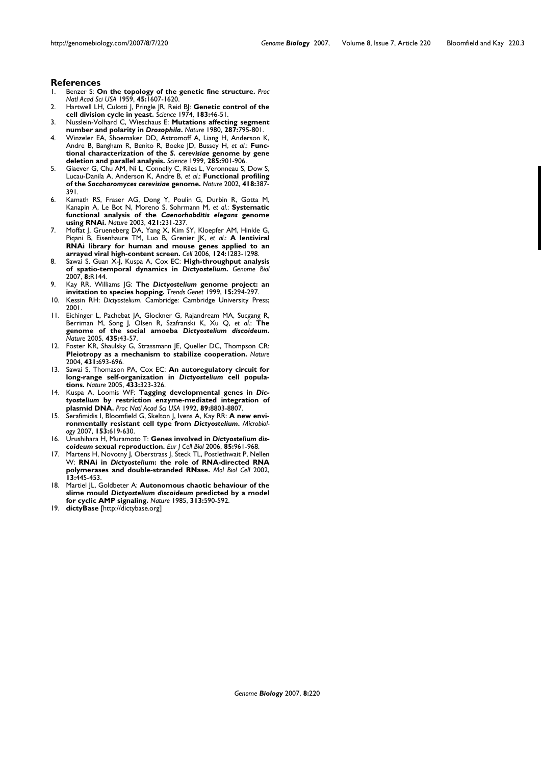## References

1. Benzer S: **On the topology of the genetic fine structure.** *Proc Natl Acad Sci USA* 1959, **45:**1607-1620.
2. Hartwell LH, Culotti J, Pringle JR, Reid BJ: **Genetic control of the cell division cycle in yeast.** *Science* 1974, **183:**46-51.
3. Nusslein-Volhard C, Wieschaus E: **Mutations affecting segment number and polarity in *Drosophila*.** *Nature* 1980, **287:**795-801.
4. Winzeler EA, Shoemaker DD, Astromoff A, Liang H, Anderson K, Andre B, Bangham R, Benito R, Boeke JD, Bussey H, *et al.*: **Functional characterization of the *S. cerevisiae* genome by gene deletion and parallel analysis.** *Science* 1999, **285:**901-906.
5. Giaever G, Chu AM, Ni L, Connelly C, Riles L, Veronneau S, Dow S, Lucau-Danila A, Anderson K, Andre B, *et al.*: **Functional profiling of the *Saccharomyces cerevisiae* genome.** *Nature* 2002, **418:**387-391.
6. Kamath RS, Fraser AG, Dong Y, Poulin G, Durbin R, Gotta M, Kanapin A, Le Bot N, Moreno S, Sohrmann M, *et al.*: **Systematic functional analysis of the *Caenorhabditis elegans* genome using RNAi.** *Nature* 2003, **421:**231-237.
7. Moffat J, Grueneberg DA, Yang X, Kim SY, Kloepfer AM, Hinkle G, Piqani B, Eisenhaure TM, Luo B, Grenier JK, *et al.*: **A lentiviral RNAi library for human and mouse genes applied to an arrayed viral high-content screen.** *Cell* 2006, **124:**1283-1298.
8. Sawai S, Guan X-J, Kuspa A, Cox EC: **High-throughput analysis of spatio-temporal dynamics in *Dictyostelium*.** *Genome Biol* 2007, **8:**R144.
9. Kay RR, Williams JG: **The *Dictyostelium* genome project: an invitation to species hopping.** *Trends Genet* 1999, **15:**294-297.
10. Kessin RH: *Dictyostelium*. Cambridge: Cambridge University Press; 2001.
11. Eichinger L, Pachebat JA, Glockner G, Rajandream MA, Sucgang R, Berriman M, Song J, Olsen R, Szafranski K, Xu Q, *et al.*: **The genome of the social amoeba *Dictyostelium discoideum*.** *Nature* 2005, **435:**43-57.
12. Foster KR, Shaulsky G, Strassmann JE, Queller DC, Thompson CR: **Pleiotropy as a mechanism to stabilize cooperation.** *Nature* 2004, **431:**693-696.
13. Sawai S, Thomason PA, Cox EC: **An autoregulatory circuit for long-range self-organization in *Dictyostelium* cell populations.** *Nature* 2005, **433:**323-326.
14. Kuspa A, Loomis WF: **Tagging developmental genes in *Dictyostelium* by restriction enzyme-mediated integration of plasmid DNA.** *Proc Natl Acad Sci USA* 1992, **89:**8803-8807.
15. Serafimidis I, Bloomfield G, Skelton J, Ivens A, Kay RR: **A new environmentally resistant cell type from *Dictyostelium*.** *Microbiology* 2007, **153:**619-630.
16. Urushihara H, Muramoto T: **Genes involved in *Dictyostelium discoideum* sexual reproduction.** *Eur J Cell Biol* 2006, **85:**961-968.
17. Martens H, Novotny J, Oberstrass J, Steck TL, Postlethwait P, Nellen W: **RNAi in *Dictyostelium*: the role of RNA-directed RNA polymerases and double-stranded RNase.** *Mol Biol Cell* 2002, **13:**445-453.
18. Martiel JL, Goldbeter A: **Autonomous chaotic behaviour of the slime mould *Dictyostelium discoideum* predicted by a model for cyclic AMP signaling.** *Nature* 1985, **313:**590-592.
19. **dictyBase** [http://dictybase.org]